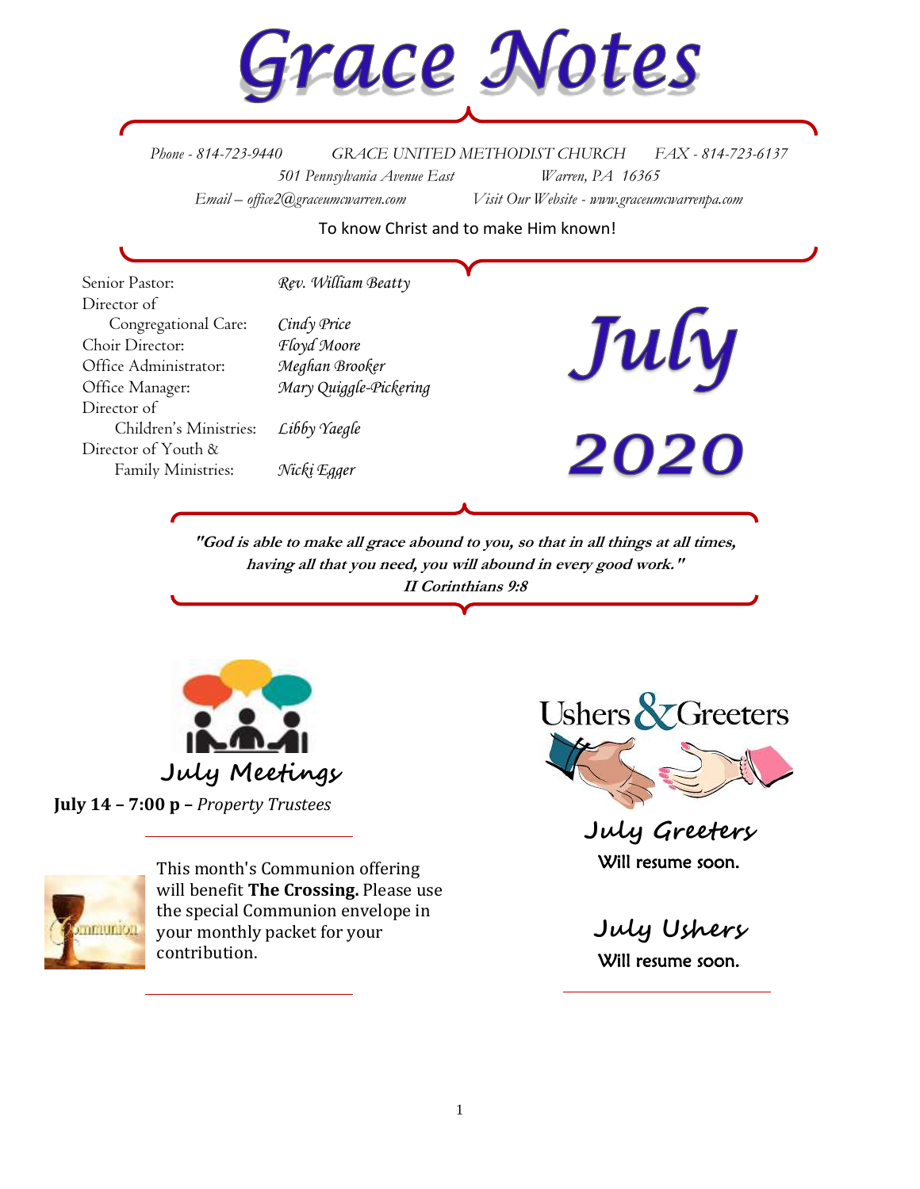# Grace Notes

*Phone - 814-723-9440* *GRACE UNITED METHODIST CHURCH* *FAX - 814-723-6137*
*501 Pennsylvania Avenue East* *Warren, PA 16365*
*Email – office2@graceumcwarren.com* *Visit Our Website - www.graceumcwarrenpa.com*

To know Christ and to make Him known!

| | |
|---|---|
| Senior Pastor: | *Rev. William Beatty* |
| Director of Congregational Care: | *Cindy Price* |
| Choir Director: | *Floyd Moore* |
| Office Administrator: | *Meghan Brooker* |
| Office Manager: | *Mary Quiggle-Pickering* |
| Director of Children's Ministries: | *Libby Yaegle* |
| Director of Youth & Family Ministries: | *Nicki Egger* |

# July 2020

***"God is able to make all grace abound to you, so that in all things at all times, having all that you need, you will abound in every good work." II Corinthians 9:8***

## July Meetings

**July 14 – 7:00 p –** *Property Trustees*

---

This month's Communion offering will benefit **The Crossing.** Please use the special Communion envelope in your monthly packet for your contribution.

---

Ushers & Greeters

## July Greeters

Will resume soon.

## July Ushers

Will resume soon.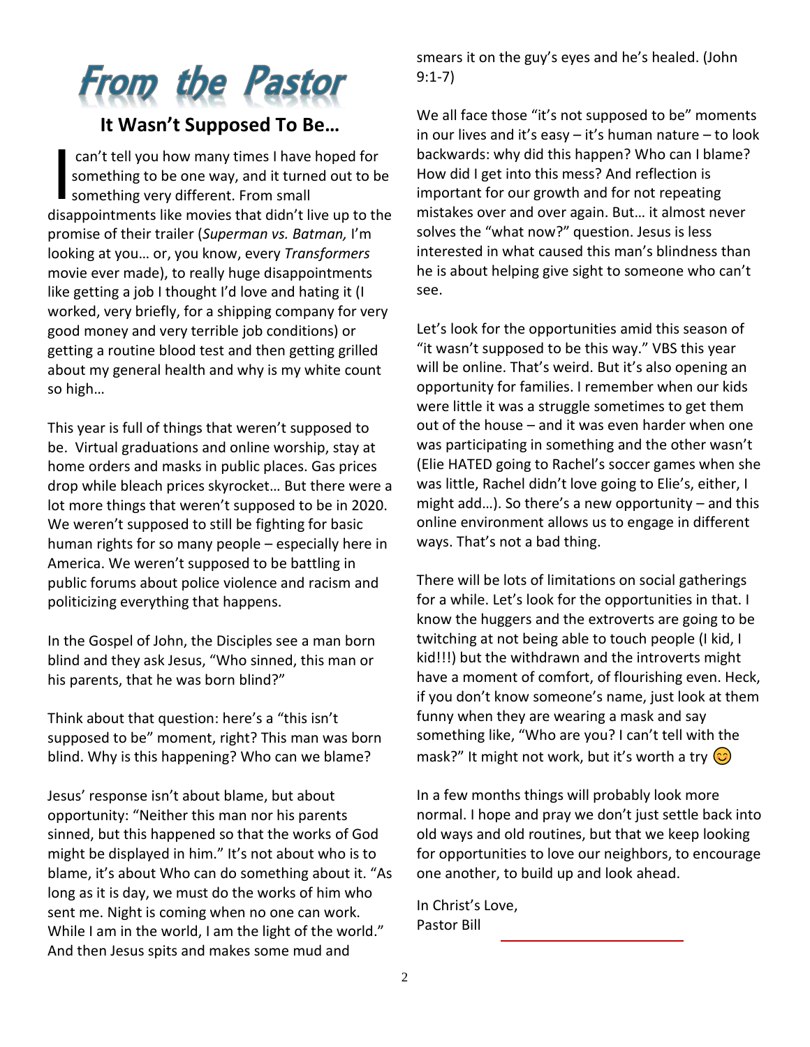# From the Pastor

## It Wasn't Supposed To Be…

I can't tell you how many times I have hoped for something to be one way, and it turned out to be something very different. From small disappointments like movies that didn't live up to the promise of their trailer (*Superman vs. Batman,* I'm looking at you… or, you know, every *Transformers* movie ever made), to really huge disappointments like getting a job I thought I'd love and hating it (I worked, very briefly, for a shipping company for very good money and very terrible job conditions) or getting a routine blood test and then getting grilled about my general health and why is my white count so high…

This year is full of things that weren't supposed to be. Virtual graduations and online worship, stay at home orders and masks in public places. Gas prices drop while bleach prices skyrocket… But there were a lot more things that weren't supposed to be in 2020. We weren't supposed to still be fighting for basic human rights for so many people – especially here in America. We weren't supposed to be battling in public forums about police violence and racism and politicizing everything that happens.

In the Gospel of John, the Disciples see a man born blind and they ask Jesus, "Who sinned, this man or his parents, that he was born blind?"

Think about that question: here's a "this isn't supposed to be" moment, right? This man was born blind. Why is this happening? Who can we blame?

Jesus' response isn't about blame, but about opportunity: "Neither this man nor his parents sinned, but this happened so that the works of God might be displayed in him." It's not about who is to blame, it's about Who can do something about it. "As long as it is day, we must do the works of him who sent me. Night is coming when no one can work. While I am in the world, I am the light of the world." And then Jesus spits and makes some mud and smears it on the guy's eyes and he's healed. (John 9:1-7)

We all face those "it's not supposed to be" moments in our lives and it's easy – it's human nature – to look backwards: why did this happen? Who can I blame? How did I get into this mess? And reflection is important for our growth and for not repeating mistakes over and over again. But… it almost never solves the "what now?" question. Jesus is less interested in what caused this man's blindness than he is about helping give sight to someone who can't see.

Let's look for the opportunities amid this season of "it wasn't supposed to be this way." VBS this year will be online. That's weird. But it's also opening an opportunity for families. I remember when our kids were little it was a struggle sometimes to get them out of the house – and it was even harder when one was participating in something and the other wasn't (Elie HATED going to Rachel's soccer games when she was little, Rachel didn't love going to Elie's, either, I might add…). So there's a new opportunity – and this online environment allows us to engage in different ways. That's not a bad thing.

There will be lots of limitations on social gatherings for a while. Let's look for the opportunities in that. I know the huggers and the extroverts are going to be twitching at not being able to touch people (I kid, I kid!!!) but the withdrawn and the introverts might have a moment of comfort, of flourishing even. Heck, if you don't know someone's name, just look at them funny when they are wearing a mask and say something like, "Who are you? I can't tell with the mask?" It might not work, but it's worth a try 😊

In a few months things will probably look more normal. I hope and pray we don't just settle back into old ways and old routines, but that we keep looking for opportunities to love our neighbors, to encourage one another, to build up and look ahead.

In Christ's Love,
Pastor Bill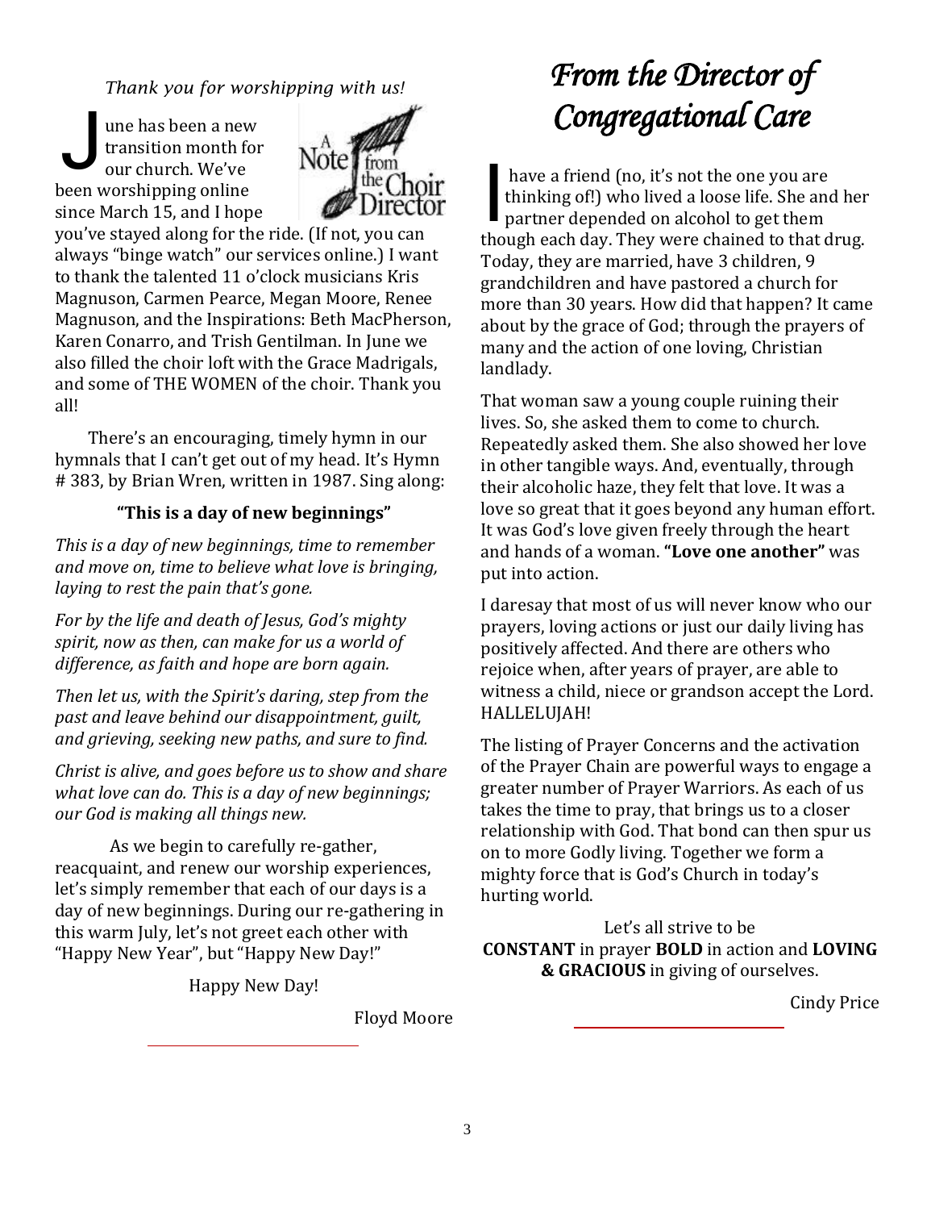*Thank you for worshipping with us!*

June has been a new transition month for our church. We've been worshipping online since March 15, and I hope you've stayed along for the ride. (If not, you can always "binge watch" our services online.) I want to thank the talented 11 o'clock musicians Kris Magnuson, Carmen Pearce, Megan Moore, Renee Magnuson, and the Inspirations: Beth MacPherson, Karen Conarro, and Trish Gentilman. In June we also filled the choir loft with the Grace Madrigals, and some of THE WOMEN of the choir. Thank you all!

There's an encouraging, timely hymn in our hymnals that I can't get out of my head. It's Hymn # 383, by Brian Wren, written in 1987. Sing along:

**"This is a day of new beginnings"**

*This is a day of new beginnings, time to remember and move on, time to believe what love is bringing, laying to rest the pain that's gone.*

*For by the life and death of Jesus, God's mighty spirit, now as then, can make for us a world of difference, as faith and hope are born again.*

*Then let us, with the Spirit's daring, step from the past and leave behind our disappointment, guilt, and grieving, seeking new paths, and sure to find.*

*Christ is alive, and goes before us to show and share what love can do. This is a day of new beginnings; our God is making all things new.*

As we begin to carefully re-gather, reacquaint, and renew our worship experiences, let's simply remember that each of our days is a day of new beginnings. During our re-gathering in this warm July, let's not greet each other with "Happy New Year", but "Happy New Day!"

Happy New Day!

Floyd Moore

# *From the Director of Congregational Care*

I have a friend (no, it's not the one you are thinking of!) who lived a loose life. She and her partner depended on alcohol to get them though each day. They were chained to that drug. Today, they are married, have 3 children, 9 grandchildren and have pastored a church for more than 30 years. How did that happen? It came about by the grace of God; through the prayers of many and the action of one loving, Christian landlady.

That woman saw a young couple ruining their lives. So, she asked them to come to church. Repeatedly asked them. She also showed her love in other tangible ways. And, eventually, through their alcoholic haze, they felt that love. It was a love so great that it goes beyond any human effort. It was God's love given freely through the heart and hands of a woman. **"Love one another"** was put into action.

I daresay that most of us will never know who our prayers, loving actions or just our daily living has positively affected. And there are others who rejoice when, after years of prayer, are able to witness a child, niece or grandson accept the Lord. HALLELUJAH!

The listing of Prayer Concerns and the activation of the Prayer Chain are powerful ways to engage a greater number of Prayer Warriors. As each of us takes the time to pray, that brings us to a closer relationship with God. That bond can then spur us on to more Godly living. Together we form a mighty force that is God's Church in today's hurting world.

Let's all strive to be **CONSTANT** in prayer **BOLD** in action and **LOVING & GRACIOUS** in giving of ourselves.

Cindy Price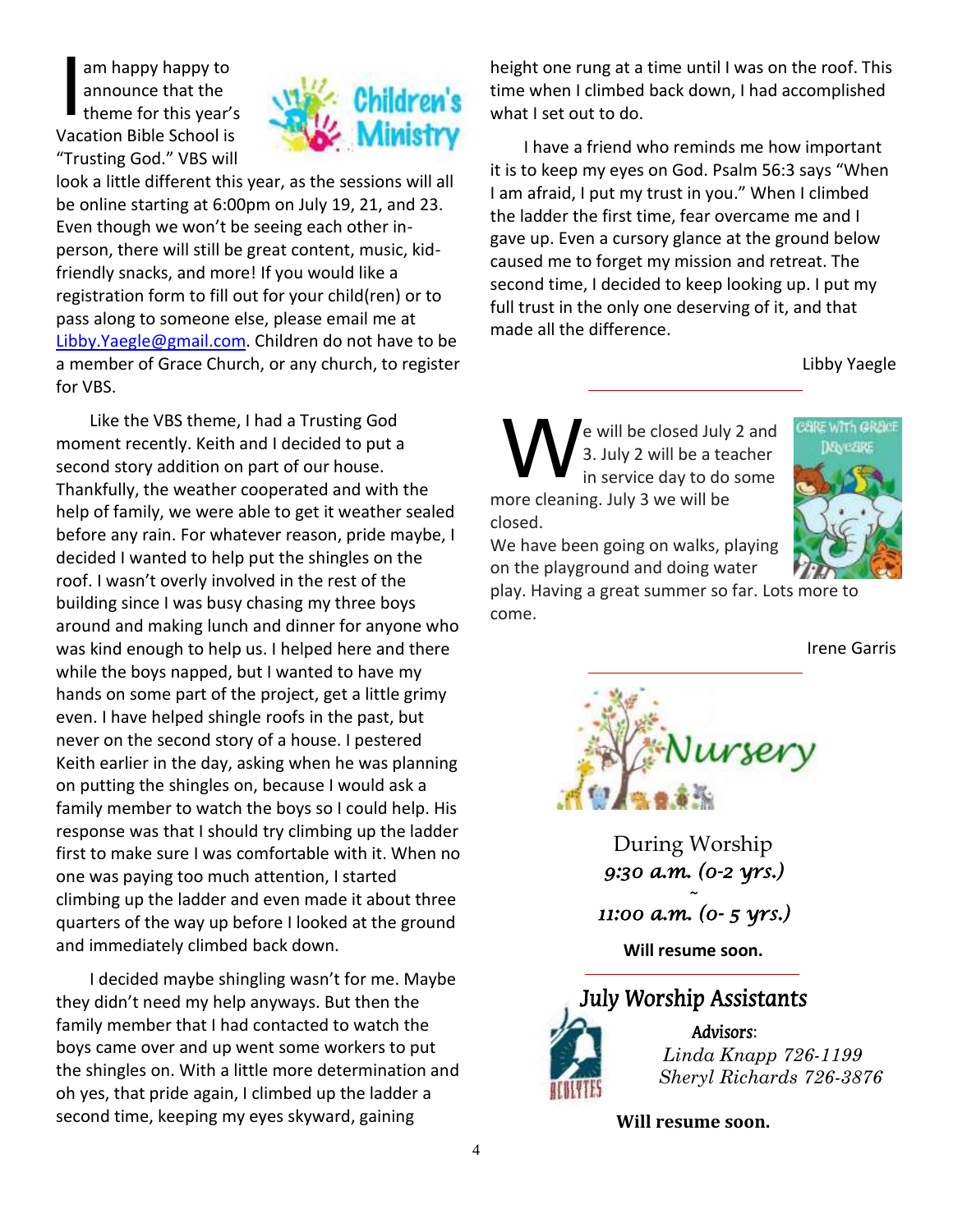## Children's Ministry

I am happy happy to announce that the theme for this year's Vacation Bible School is "Trusting God." VBS will look a little different this year, as the sessions will all be online starting at 6:00pm on July 19, 21, and 23. Even though we won't be seeing each other in-person, there will still be great content, music, kid-friendly snacks, and more! If you would like a registration form to fill out for your child(ren) or to pass along to someone else, please email me at Libby.Yaegle@gmail.com. Children do not have to be a member of Grace Church, or any church, to register for VBS.

Like the VBS theme, I had a Trusting God moment recently. Keith and I decided to put a second story addition on part of our house. Thankfully, the weather cooperated and with the help of family, we were able to get it weather sealed before any rain. For whatever reason, pride maybe, I decided I wanted to help put the shingles on the roof. I wasn't overly involved in the rest of the building since I was busy chasing my three boys around and making lunch and dinner for anyone who was kind enough to help us. I helped here and there while the boys napped, but I wanted to have my hands on some part of the project, get a little grimy even. I have helped shingle roofs in the past, but never on the second story of a house. I pestered Keith earlier in the day, asking when he was planning on putting the shingles on, because I would ask a family member to watch the boys so I could help. His response was that I should try climbing up the ladder first to make sure I was comfortable with it. When no one was paying too much attention, I started climbing up the ladder and even made it about three quarters of the way up before I looked at the ground and immediately climbed back down.

I decided maybe shingling wasn't for me. Maybe they didn't need my help anyways. But then the family member that I had contacted to watch the boys came over and up went some workers to put the shingles on. With a little more determination and oh yes, that pride again, I climbed up the ladder a second time, keeping my eyes skyward, gaining height one rung at a time until I was on the roof. This time when I climbed back down, I had accomplished what I set out to do.

I have a friend who reminds me how important it is to keep my eyes on God. Psalm 56:3 says "When I am afraid, I put my trust in you." When I climbed the ladder the first time, fear overcame me and I gave up. Even a cursory glance at the ground below caused me to forget my mission and retreat. The second time, I decided to keep looking up. I put my full trust in the only one deserving of it, and that made all the difference.

Libby Yaegle

---

## Care With Grace Daycare

We will be closed July 2 and 3. July 2 will be a teacher in service day to do some more cleaning. July 3 we will be closed.

We have been going on walks, playing on the playground and doing water play. Having a great summer so far. Lots more to come.

Irene Garris

---

## Nursery

During Worship

*9:30 a.m. (0-2 yrs.)*

~

*11:00 a.m. (0- 5 yrs.)*

**Will resume soon.**

---

## July Worship Assistants

Acolytes

Advisors:

*Linda Knapp 726-1199*

*Sheryl Richards 726-3876*

**Will resume soon.**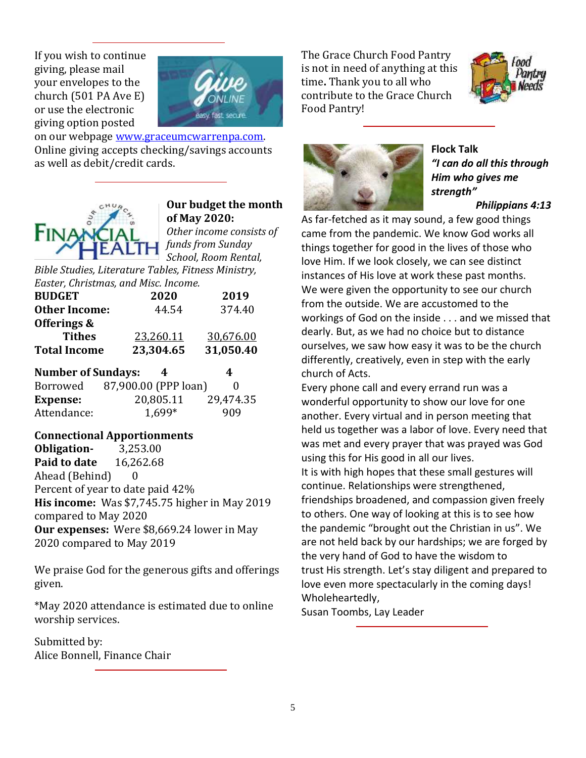If you wish to continue giving, please mail your envelopes to the church (501 PA Ave E) or use the electronic giving option posted on our webpage www.graceumcwarrenpa.com. Online giving accepts checking/savings accounts as well as debit/credit cards.

---

**Our budget the month of May 2020:**

*Other income consists of funds from Sunday School, Room Rental, Bible Studies, Literature Tables, Fitness Ministry, Easter, Christmas, and Misc. Income.*

| **BUDGET** | **2020** | **2019** |
|---|---|---|
| **Other Income:** | 44.54 | 374.40 |
| **Offerings & Tithes** | 23,260.11 | 30,676.00 |
| **Total Income** | **23,304.65** | **31,050.40** |
| **Number of Sundays:** | **4** | **4** |
| Borrowed | 87,900.00 (PPP loan) | 0 |
| **Expense:** | 20,805.11 | 29,474.35 |
| Attendance: | 1,699* | 909 |

**Connectional Apportionments**

**Obligation-** 3,253.00
**Paid to date** 16,262.68
Ahead (Behind) 0
Percent of year to date paid 42%

**His income:** Was $7,745.75 higher in May 2019 compared to May 2020

**Our expenses:** Were $8,669.24 lower in May 2020 compared to May 2019

We praise God for the generous gifts and offerings given.

*May 2020 attendance is estimated due to online worship services.

Submitted by:
Alice Bonnell, Finance Chair

---

The Grace Church Food Pantry is not in need of anything at this time**.** Thank you to all who contribute to the Grace Church Food Pantry!

---

**Flock Talk**

***"I can do all this through Him who gives me strength"***

***Philippians 4:13***

As far-fetched as it may sound, a few good things came from the pandemic. We know God works all things together for good in the lives of those who love Him. If we look closely, we can see distinct instances of His love at work these past months. We were given the opportunity to see our church from the outside. We are accustomed to the workings of God on the inside . . . and we missed that dearly. But, as we had no choice but to distance ourselves, we saw how easy it was to be the church differently, creatively, even in step with the early church of Acts.

Every phone call and every errand run was a wonderful opportunity to show our love for one another. Every virtual and in person meeting that held us together was a labor of love. Every need that was met and every prayer that was prayed was God using this for His good in all our lives.

It is with high hopes that these small gestures will continue. Relationships were strengthened, friendships broadened, and compassion given freely to others. One way of looking at this is to see how the pandemic "brought out the Christian in us". We are not held back by our hardships; we are forged by the very hand of God to have the wisdom to trust His strength. Let's stay diligent and prepared to love even more spectacularly in the coming days!

Wholeheartedly,
Susan Toombs, Lay Leader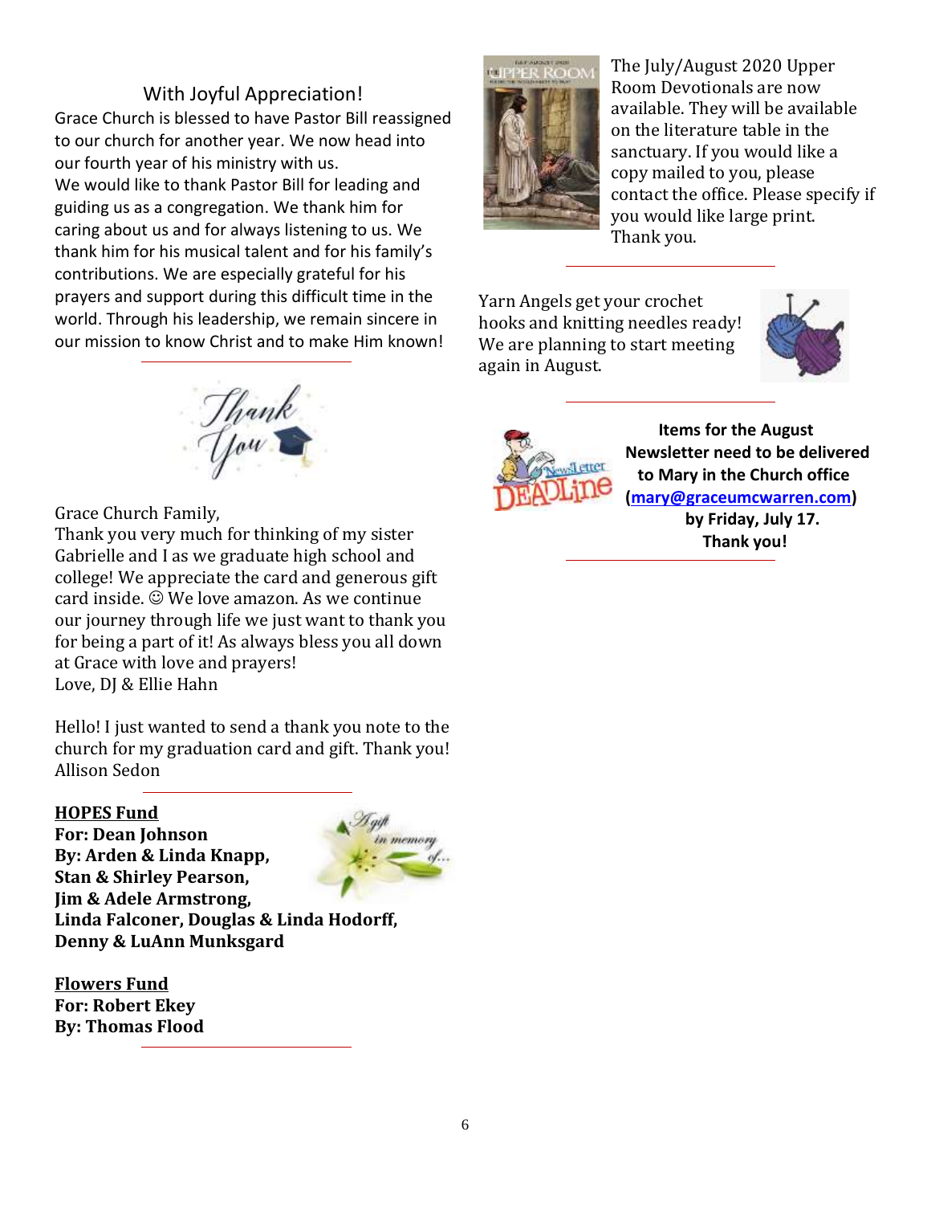## With Joyful Appreciation!

Grace Church is blessed to have Pastor Bill reassigned to our church for another year. We now head into our fourth year of his ministry with us.
We would like to thank Pastor Bill for leading and guiding us as a congregation. We thank him for caring about us and for always listening to us. We thank him for his musical talent and for his family's contributions. We are especially grateful for his prayers and support during this difficult time in the world. Through his leadership, we remain sincere in our mission to know Christ and to make Him known!

---

Grace Church Family,
Thank you very much for thinking of my sister Gabrielle and I as we graduate high school and college! We appreciate the card and generous gift card inside. ☺ We love amazon. As we continue our journey through life we just want to thank you for being a part of it! As always bless you all down at Grace with love and prayers!
Love, DJ & Ellie Hahn

Hello! I just wanted to send a thank you note to the church for my graduation card and gift. Thank you!
Allison Sedon

---

**HOPES Fund**
**For: Dean Johnson**
**By: Arden & Linda Knapp,**
**Stan & Shirley Pearson,**
**Jim & Adele Armstrong,**
**Linda Falconer, Douglas & Linda Hodorff,**
**Denny & LuAnn Munksgard**

**Flowers Fund**
**For: Robert Ekey**
**By: Thomas Flood**

---

The July/August 2020 Upper Room Devotionals are now available. They will be available on the literature table in the sanctuary. If you would like a copy mailed to you, please contact the office. Please specify if you would like large print.
Thank you.

---

Yarn Angels get your crochet hooks and knitting needles ready! We are planning to start meeting again in August.

---

**Items for the August Newsletter need to be delivered to Mary in the Church office (mary@graceumcwarren.com) by Friday, July 17.**
**Thank you!**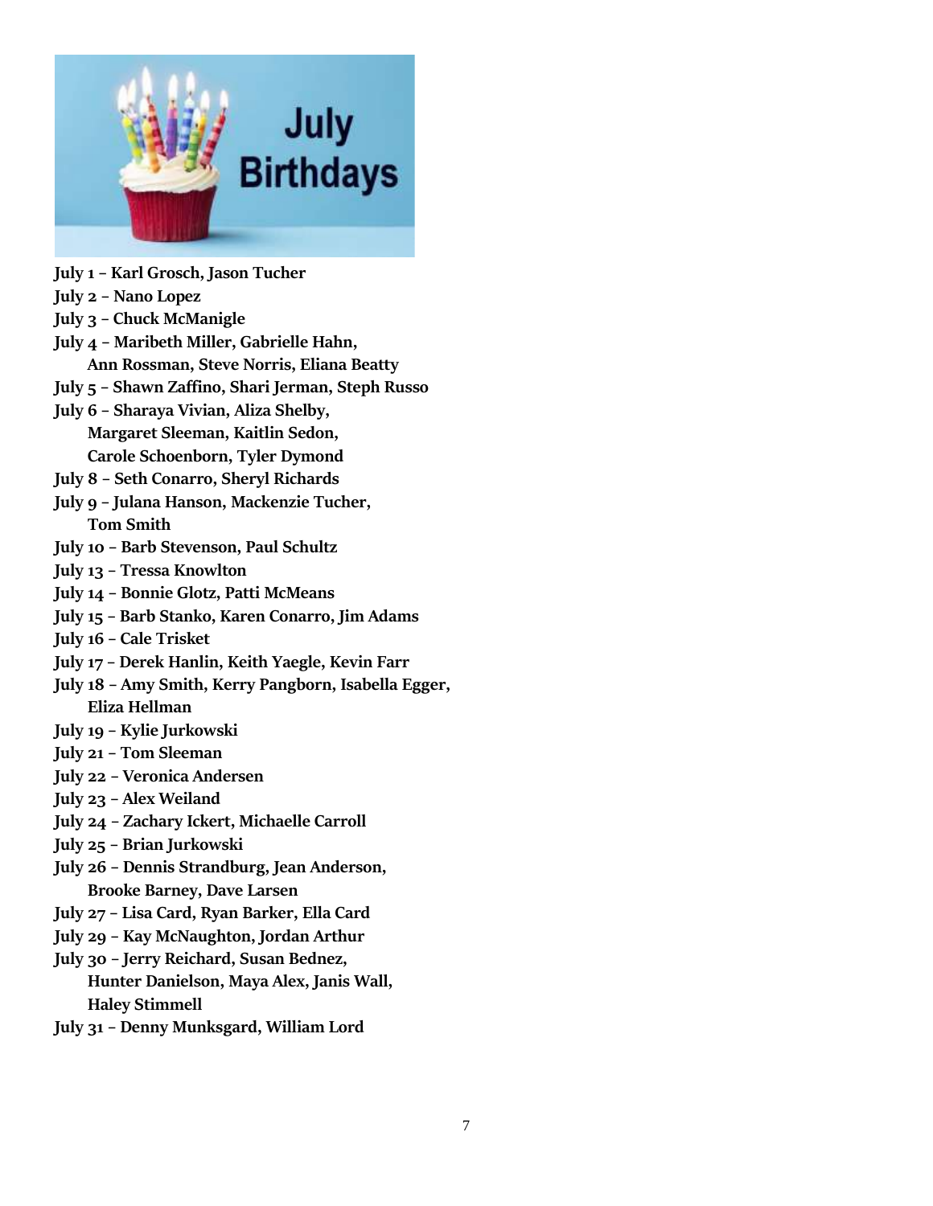# July Birthdays

**July 1 – Karl Grosch, Jason Tucher**
**July 2 – Nano Lopez**
**July 3 – Chuck McManigle**
**July 4 – Maribeth Miller, Gabrielle Hahn, Ann Rossman, Steve Norris, Eliana Beatty**
**July 5 – Shawn Zaffino, Shari Jerman, Steph Russo**
**July 6 – Sharaya Vivian, Aliza Shelby, Margaret Sleeman, Kaitlin Sedon, Carole Schoenborn, Tyler Dymond**
**July 8 – Seth Conarro, Sheryl Richards**
**July 9 – Julana Hanson, Mackenzie Tucher, Tom Smith**
**July 10 – Barb Stevenson, Paul Schultz**
**July 13 – Tressa Knowlton**
**July 14 – Bonnie Glotz, Patti McMeans**
**July 15 – Barb Stanko, Karen Conarro, Jim Adams**
**July 16 – Cale Trisket**
**July 17 – Derek Hanlin, Keith Yaegle, Kevin Farr**
**July 18 – Amy Smith, Kerry Pangborn, Isabella Egger, Eliza Hellman**
**July 19 – Kylie Jurkowski**
**July 21 – Tom Sleeman**
**July 22 – Veronica Andersen**
**July 23 – Alex Weiland**
**July 24 – Zachary Ickert, Michaelle Carroll**
**July 25 – Brian Jurkowski**
**July 26 – Dennis Strandburg, Jean Anderson, Brooke Barney, Dave Larsen**
**July 27 – Lisa Card, Ryan Barker, Ella Card**
**July 29 – Kay McNaughton, Jordan Arthur**
**July 30 – Jerry Reichard, Susan Bednez, Hunter Danielson, Maya Alex, Janis Wall, Haley Stimmell**
**July 31 – Denny Munksgard, William Lord**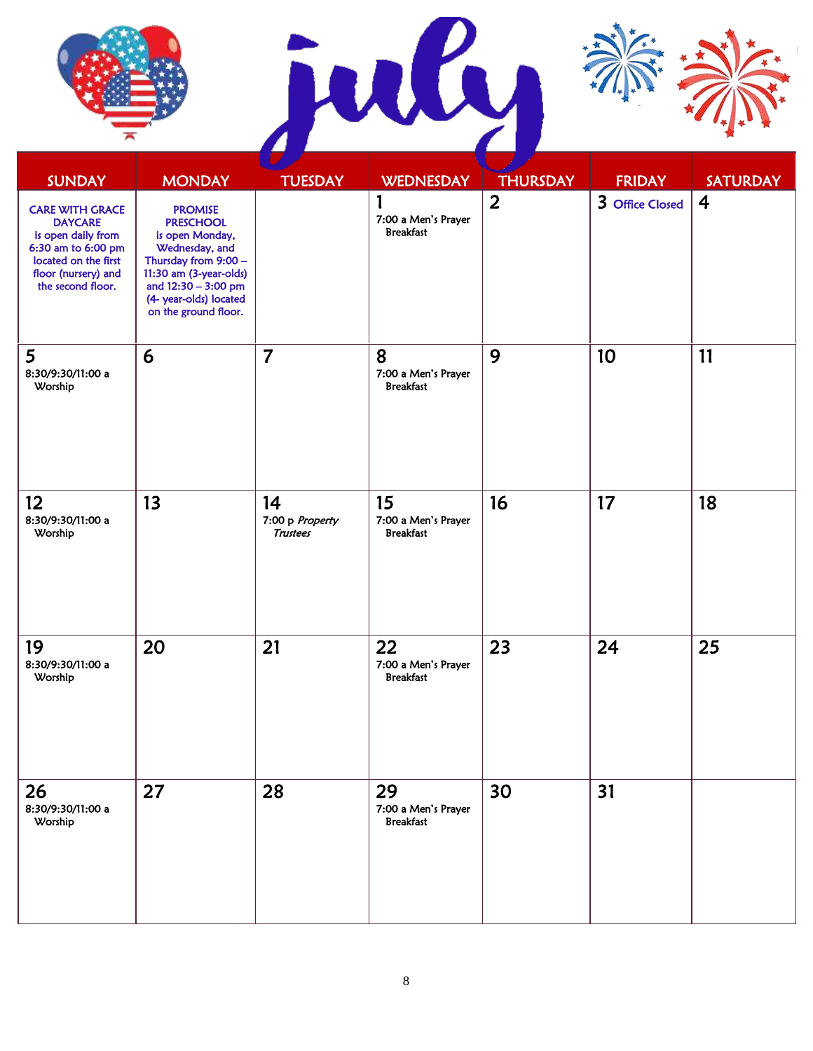# July

| SUNDAY | MONDAY | TUESDAY | WEDNESDAY | THURSDAY | FRIDAY | SATURDAY |
|---|---|---|---|---|---|---|
| CARE WITH GRACE DAYCARE is open daily from 6:30 am to 6:00 pm located on the first floor (nursery) and the second floor. | PROMISE PRESCHOOL is open Monday, Wednesday, and Thursday from 9:00 – 11:30 am (3-year-olds) and 12:30 – 3:00 pm (4- year-olds) located on the ground floor. | | 1 7:00 a Men's Prayer Breakfast | 2 | 3 Office Closed | 4 |
| 5 8:30/9:30/11:00 a Worship | 6 | 7 | 8 7:00 a Men's Prayer Breakfast | 9 | 10 | 11 |
| 12 8:30/9:30/11:00 a Worship | 13 | 14 7:00 p *Property Trustees* | 15 7:00 a Men's Prayer Breakfast | 16 | 17 | 18 |
| 19 8:30/9:30/11:00 a Worship | 20 | 21 | 22 7:00 a Men's Prayer Breakfast | 23 | 24 | 25 |
| 26 8:30/9:30/11:00 a Worship | 27 | 28 | 29 7:00 a Men's Prayer Breakfast | 30 | 31 | |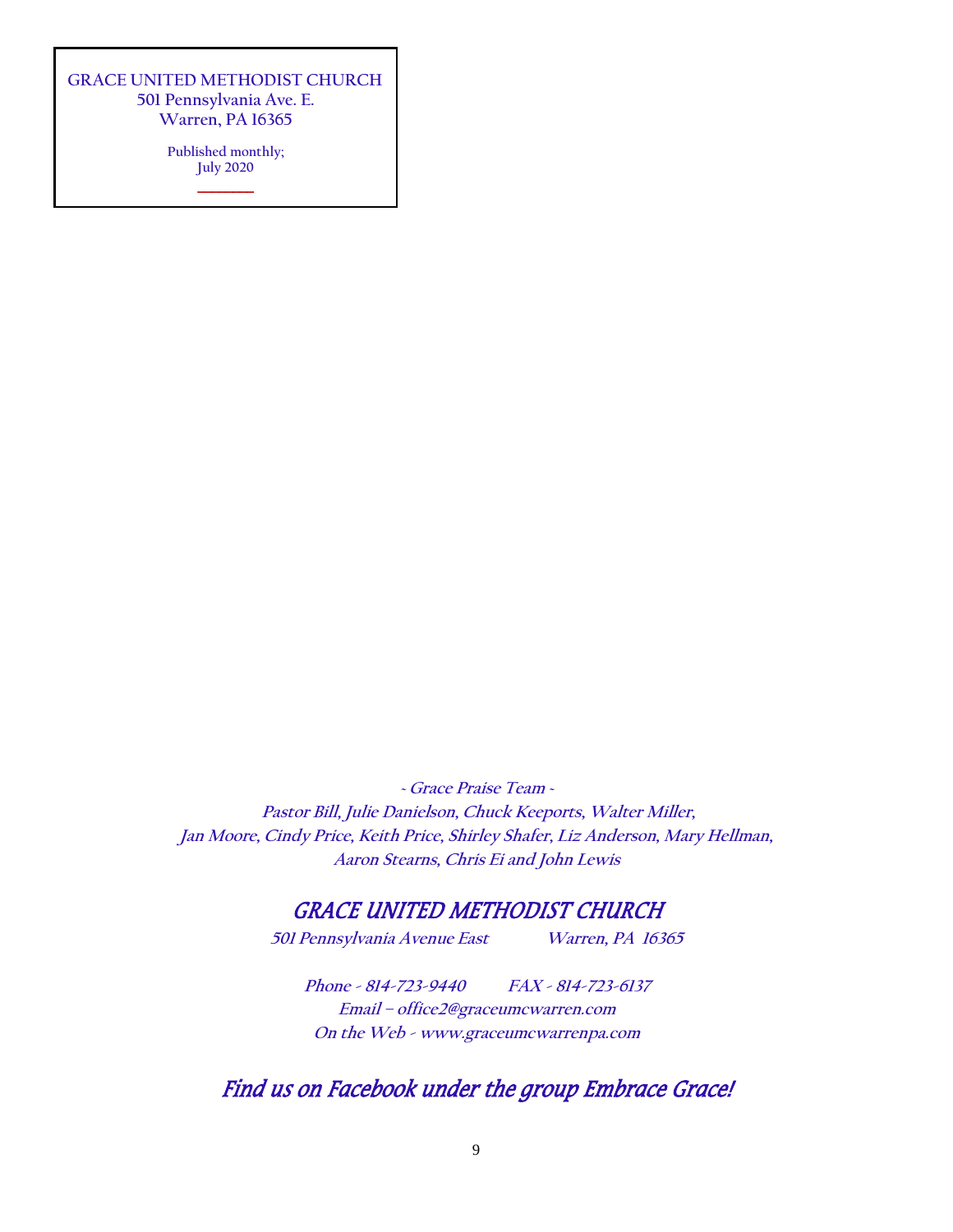GRACE UNITED METHODIST CHURCH
501 Pennsylvania Ave. E.
Warren, PA 16365

Published monthly;
July 2020

*~ Grace Praise Team ~*

***Pastor Bill, Julie Danielson, Chuck Keeports, Walter Miller, Jan Moore, Cindy Price, Keith Price, Shirley Shafer, Liz Anderson, Mary Hellman, Aaron Stearns, Chris Ei and John Lewis***

## *GRACE UNITED METHODIST CHURCH*

***501 Pennsylvania Avenue East Warren, PA 16365***

***Phone - 814-723-9440 FAX - 814-723-6137***
***Email – office2@graceumcwarren.com***
***On the Web - www.graceumcwarrenpa.com***

## *Find us on Facebook under the group Embrace Grace!*